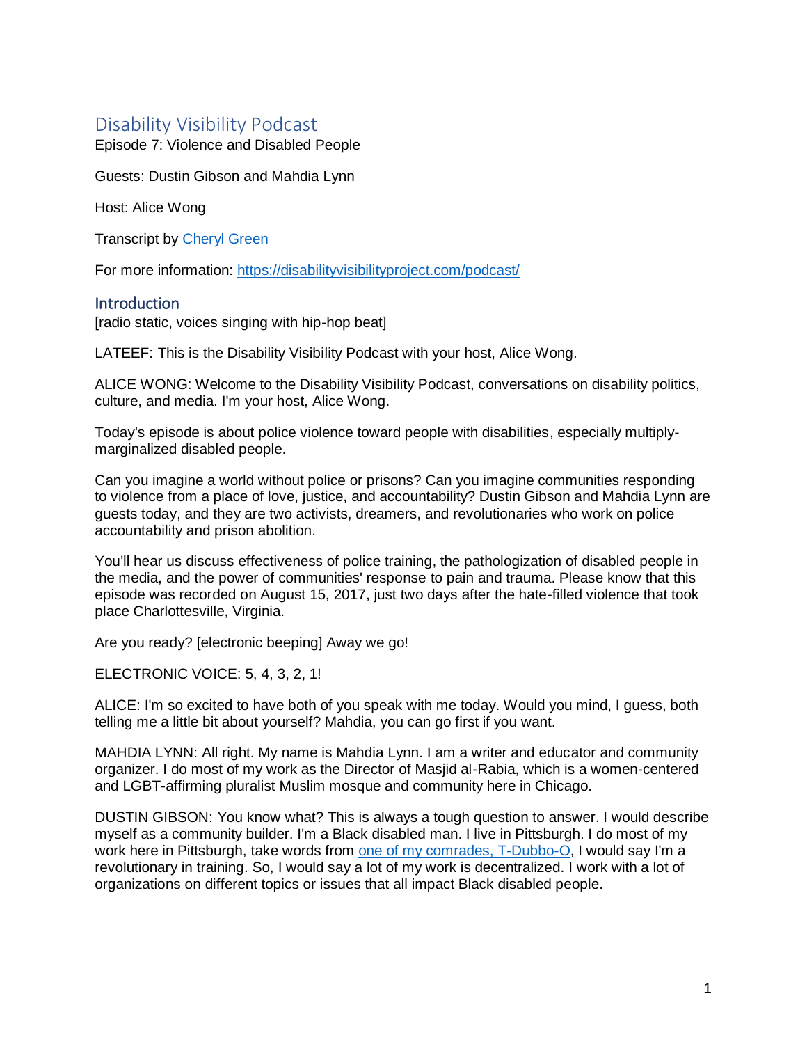# Disability Visibility Podcast

Episode 7: Violence and Disabled People

Guests: Dustin Gibson and Mahdia Lynn

Host: Alice Wong

Transcript by [Cheryl Green]

For more information: https://disabilityvisibilityproject.com/podcast/

## Introduction

[radio static, voices singing with hip-hop beat]

LATEEF: This is the Disability Visibility Podcast with your host, Alice Wong.

ALICE WONG: Welcome to the Disability Visibility Podcast, conversations on disability politics, culture, and media. I'm your host, Alice Wong.

Today's episode is about police violence toward people with disabilities, especially multiply-marginalized disabled people.

Can you imagine a world without police or prisons? Can you imagine communities responding to violence from a place of love, justice, and accountability? Dustin Gibson and Mahdia Lynn are guests today, and they are two activists, dreamers, and revolutionaries who work on police accountability and prison abolition.

You'll hear us discuss effectiveness of police training, the pathologization of disabled people in the media, and the power of communities' response to pain and trauma. Please know that this episode was recorded on August 15, 2017, just two days after the hate-filled violence that took place Charlottesville, Virginia.

Are you ready? [electronic beeping] Away we go!

ELECTRONIC VOICE: 5, 4, 3, 2, 1!

ALICE: I'm so excited to have both of you speak with me today. Would you mind, I guess, both telling me a little bit about yourself? Mahdia, you can go first if you want.

MAHDIA LYNN: All right. My name is Mahdia Lynn. I am a writer and educator and community organizer. I do most of my work as the Director of Masjid al-Rabia, which is a women-centered and LGBT-affirming pluralist Muslim mosque and community here in Chicago.

DUSTIN GIBSON: You know what? This is always a tough question to answer. I would describe myself as a community builder. I'm a Black disabled man. I live in Pittsburgh. I do most of my work here in Pittsburgh, take words from [one of my comrades, T-Dubbo-O], I would say I'm a revolutionary in training. So, I would say a lot of my work is decentralized. I work with a lot of organizations on different topics or issues that all impact Black disabled people.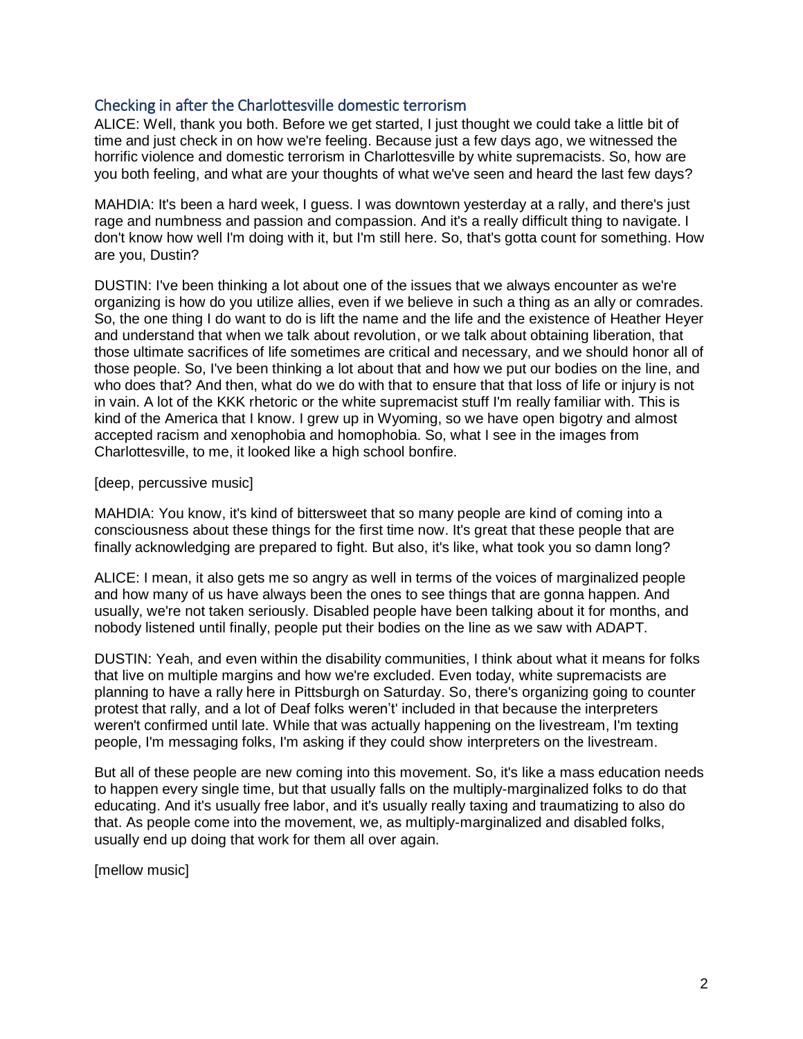## Checking in after the Charlottesville domestic terrorism

ALICE: Well, thank you both. Before we get started, I just thought we could take a little bit of time and just check in on how we're feeling. Because just a few days ago, we witnessed the horrific violence and domestic terrorism in Charlottesville by white supremacists. So, how are you both feeling, and what are your thoughts of what we've seen and heard the last few days?

MAHDIA: It's been a hard week, I guess. I was downtown yesterday at a rally, and there's just rage and numbness and passion and compassion. And it's a really difficult thing to navigate. I don't know how well I'm doing with it, but I'm still here. So, that's gotta count for something. How are you, Dustin?

DUSTIN: I've been thinking a lot about one of the issues that we always encounter as we're organizing is how do you utilize allies, even if we believe in such a thing as an ally or comrades. So, the one thing I do want to do is lift the name and the life and the existence of Heather Heyer and understand that when we talk about revolution, or we talk about obtaining liberation, that those ultimate sacrifices of life sometimes are critical and necessary, and we should honor all of those people. So, I've been thinking a lot about that and how we put our bodies on the line, and who does that? And then, what do we do with that to ensure that that loss of life or injury is not in vain. A lot of the KKK rhetoric or the white supremacist stuff I'm really familiar with. This is kind of the America that I know. I grew up in Wyoming, so we have open bigotry and almost accepted racism and xenophobia and homophobia. So, what I see in the images from Charlottesville, to me, it looked like a high school bonfire.

[deep, percussive music]

MAHDIA: You know, it's kind of bittersweet that so many people are kind of coming into a consciousness about these things for the first time now. It's great that these people that are finally acknowledging are prepared to fight. But also, it's like, what took you so damn long?

ALICE: I mean, it also gets me so angry as well in terms of the voices of marginalized people and how many of us have always been the ones to see things that are gonna happen. And usually, we're not taken seriously. Disabled people have been talking about it for months, and nobody listened until finally, people put their bodies on the line as we saw with ADAPT.

DUSTIN: Yeah, and even within the disability communities, I think about what it means for folks that live on multiple margins and how we're excluded. Even today, white supremacists are planning to have a rally here in Pittsburgh on Saturday. So, there's organizing going to counter protest that rally, and a lot of Deaf folks weren't' included in that because the interpreters weren't confirmed until late. While that was actually happening on the livestream, I'm texting people, I'm messaging folks, I'm asking if they could show interpreters on the livestream.

But all of these people are new coming into this movement. So, it's like a mass education needs to happen every single time, but that usually falls on the multiply-marginalized folks to do that educating. And it's usually free labor, and it's usually really taxing and traumatizing to also do that. As people come into the movement, we, as multiply-marginalized and disabled folks, usually end up doing that work for them all over again.

[mellow music]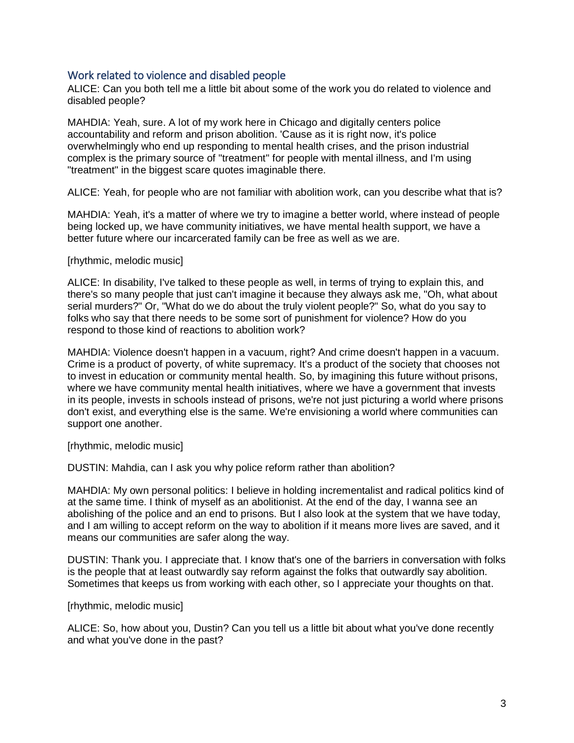## Work related to violence and disabled people

ALICE: Can you both tell me a little bit about some of the work you do related to violence and disabled people?

MAHDIA: Yeah, sure. A lot of my work here in Chicago and digitally centers police accountability and reform and prison abolition. 'Cause as it is right now, it's police overwhelmingly who end up responding to mental health crises, and the prison industrial complex is the primary source of "treatment" for people with mental illness, and I'm using "treatment" in the biggest scare quotes imaginable there.

ALICE: Yeah, for people who are not familiar with abolition work, can you describe what that is?

MAHDIA: Yeah, it's a matter of where we try to imagine a better world, where instead of people being locked up, we have community initiatives, we have mental health support, we have a better future where our incarcerated family can be free as well as we are.

[rhythmic, melodic music]

ALICE: In disability, I've talked to these people as well, in terms of trying to explain this, and there's so many people that just can't imagine it because they always ask me, "Oh, what about serial murders?" Or, "What do we do about the truly violent people?" So, what do you say to folks who say that there needs to be some sort of punishment for violence? How do you respond to those kind of reactions to abolition work?

MAHDIA: Violence doesn't happen in a vacuum, right? And crime doesn't happen in a vacuum. Crime is a product of poverty, of white supremacy. It's a product of the society that chooses not to invest in education or community mental health. So, by imagining this future without prisons, where we have community mental health initiatives, where we have a government that invests in its people, invests in schools instead of prisons, we're not just picturing a world where prisons don't exist, and everything else is the same. We're envisioning a world where communities can support one another.

[rhythmic, melodic music]

DUSTIN: Mahdia, can I ask you why police reform rather than abolition?

MAHDIA: My own personal politics: I believe in holding incrementalist and radical politics kind of at the same time. I think of myself as an abolitionist. At the end of the day, I wanna see an abolishing of the police and an end to prisons. But I also look at the system that we have today, and I am willing to accept reform on the way to abolition if it means more lives are saved, and it means our communities are safer along the way.

DUSTIN: Thank you. I appreciate that. I know that's one of the barriers in conversation with folks is the people that at least outwardly say reform against the folks that outwardly say abolition. Sometimes that keeps us from working with each other, so I appreciate your thoughts on that.

[rhythmic, melodic music]

ALICE: So, how about you, Dustin? Can you tell us a little bit about what you've done recently and what you've done in the past?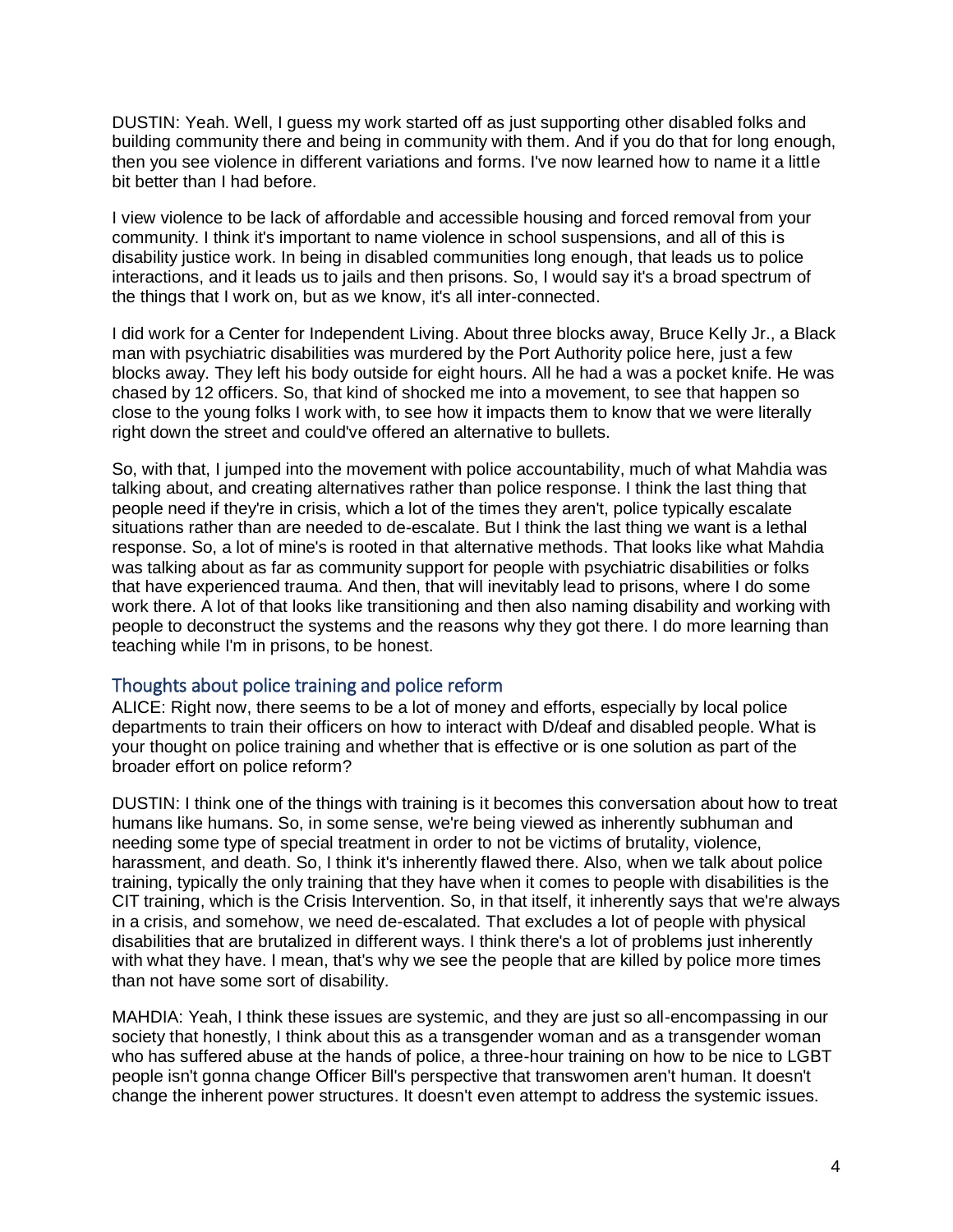DUSTIN: Yeah. Well, I guess my work started off as just supporting other disabled folks and building community there and being in community with them. And if you do that for long enough, then you see violence in different variations and forms. I've now learned how to name it a little bit better than I had before.

I view violence to be lack of affordable and accessible housing and forced removal from your community. I think it's important to name violence in school suspensions, and all of this is disability justice work. In being in disabled communities long enough, that leads us to police interactions, and it leads us to jails and then prisons. So, I would say it's a broad spectrum of the things that I work on, but as we know, it's all inter-connected.

I did work for a Center for Independent Living. About three blocks away, Bruce Kelly Jr., a Black man with psychiatric disabilities was murdered by the Port Authority police here, just a few blocks away. They left his body outside for eight hours. All he had a was a pocket knife. He was chased by 12 officers. So, that kind of shocked me into a movement, to see that happen so close to the young folks I work with, to see how it impacts them to know that we were literally right down the street and could've offered an alternative to bullets.

So, with that, I jumped into the movement with police accountability, much of what Mahdia was talking about, and creating alternatives rather than police response. I think the last thing that people need if they're in crisis, which a lot of the times they aren't, police typically escalate situations rather than are needed to de-escalate. But I think the last thing we want is a lethal response. So, a lot of mine's is rooted in that alternative methods. That looks like what Mahdia was talking about as far as community support for people with psychiatric disabilities or folks that have experienced trauma. And then, that will inevitably lead to prisons, where I do some work there. A lot of that looks like transitioning and then also naming disability and working with people to deconstruct the systems and the reasons why they got there. I do more learning than teaching while I'm in prisons, to be honest.

## Thoughts about police training and police reform

ALICE: Right now, there seems to be a lot of money and efforts, especially by local police departments to train their officers on how to interact with D/deaf and disabled people. What is your thought on police training and whether that is effective or is one solution as part of the broader effort on police reform?

DUSTIN: I think one of the things with training is it becomes this conversation about how to treat humans like humans. So, in some sense, we're being viewed as inherently subhuman and needing some type of special treatment in order to not be victims of brutality, violence, harassment, and death. So, I think it's inherently flawed there. Also, when we talk about police training, typically the only training that they have when it comes to people with disabilities is the CIT training, which is the Crisis Intervention. So, in that itself, it inherently says that we're always in a crisis, and somehow, we need de-escalated. That excludes a lot of people with physical disabilities that are brutalized in different ways. I think there's a lot of problems just inherently with what they have. I mean, that's why we see the people that are killed by police more times than not have some sort of disability.

MAHDIA: Yeah, I think these issues are systemic, and they are just so all-encompassing in our society that honestly, I think about this as a transgender woman and as a transgender woman who has suffered abuse at the hands of police, a three-hour training on how to be nice to LGBT people isn't gonna change Officer Bill's perspective that transwomen aren't human. It doesn't change the inherent power structures. It doesn't even attempt to address the systemic issues.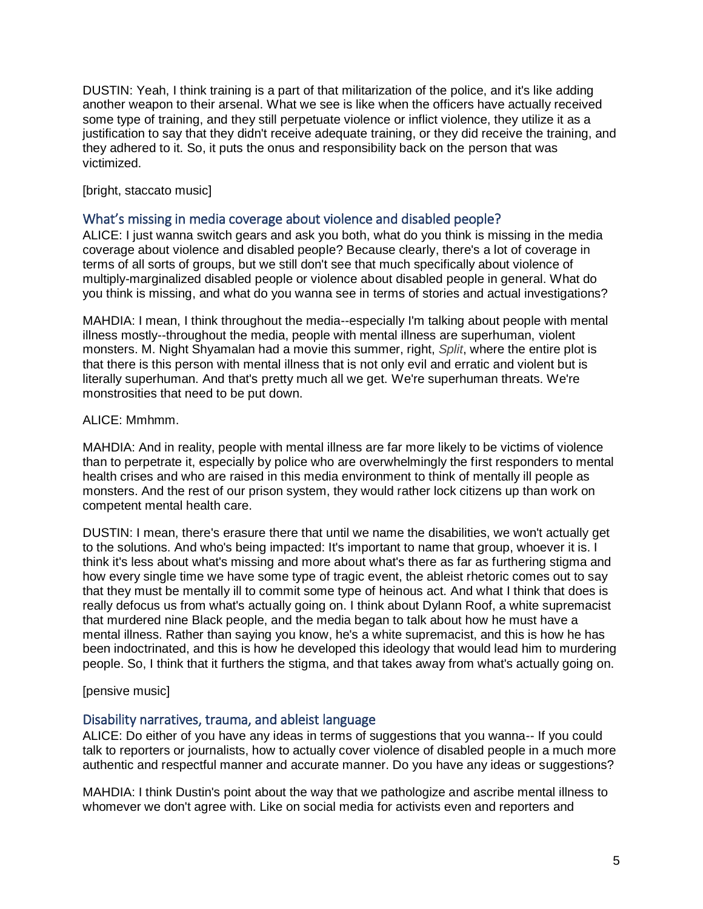DUSTIN: Yeah, I think training is a part of that militarization of the police, and it's like adding another weapon to their arsenal. What we see is like when the officers have actually received some type of training, and they still perpetuate violence or inflict violence, they utilize it as a justification to say that they didn't receive adequate training, or they did receive the training, and they adhered to it. So, it puts the onus and responsibility back on the person that was victimized.

[bright, staccato music]

## What's missing in media coverage about violence and disabled people?

ALICE: I just wanna switch gears and ask you both, what do you think is missing in the media coverage about violence and disabled people? Because clearly, there's a lot of coverage in terms of all sorts of groups, but we still don't see that much specifically about violence of multiply-marginalized disabled people or violence about disabled people in general. What do you think is missing, and what do you wanna see in terms of stories and actual investigations?

MAHDIA: I mean, I think throughout the media--especially I'm talking about people with mental illness mostly--throughout the media, people with mental illness are superhuman, violent monsters. M. Night Shyamalan had a movie this summer, right, *Split*, where the entire plot is that there is this person with mental illness that is not only evil and erratic and violent but is literally superhuman. And that's pretty much all we get. We're superhuman threats. We're monstrosities that need to be put down.

ALICE: Mmhmm.

MAHDIA: And in reality, people with mental illness are far more likely to be victims of violence than to perpetrate it, especially by police who are overwhelmingly the first responders to mental health crises and who are raised in this media environment to think of mentally ill people as monsters. And the rest of our prison system, they would rather lock citizens up than work on competent mental health care.

DUSTIN: I mean, there's erasure there that until we name the disabilities, we won't actually get to the solutions. And who's being impacted: It's important to name that group, whoever it is. I think it's less about what's missing and more about what's there as far as furthering stigma and how every single time we have some type of tragic event, the ableist rhetoric comes out to say that they must be mentally ill to commit some type of heinous act. And what I think that does is really defocus us from what's actually going on. I think about Dylann Roof, a white supremacist that murdered nine Black people, and the media began to talk about how he must have a mental illness. Rather than saying you know, he's a white supremacist, and this is how he has been indoctrinated, and this is how he developed this ideology that would lead him to murdering people. So, I think that it furthers the stigma, and that takes away from what's actually going on.

[pensive music]

## Disability narratives, trauma, and ableist language

ALICE: Do either of you have any ideas in terms of suggestions that you wanna-- If you could talk to reporters or journalists, how to actually cover violence of disabled people in a much more authentic and respectful manner and accurate manner. Do you have any ideas or suggestions?

MAHDIA: I think Dustin's point about the way that we pathologize and ascribe mental illness to whomever we don't agree with. Like on social media for activists even and reporters and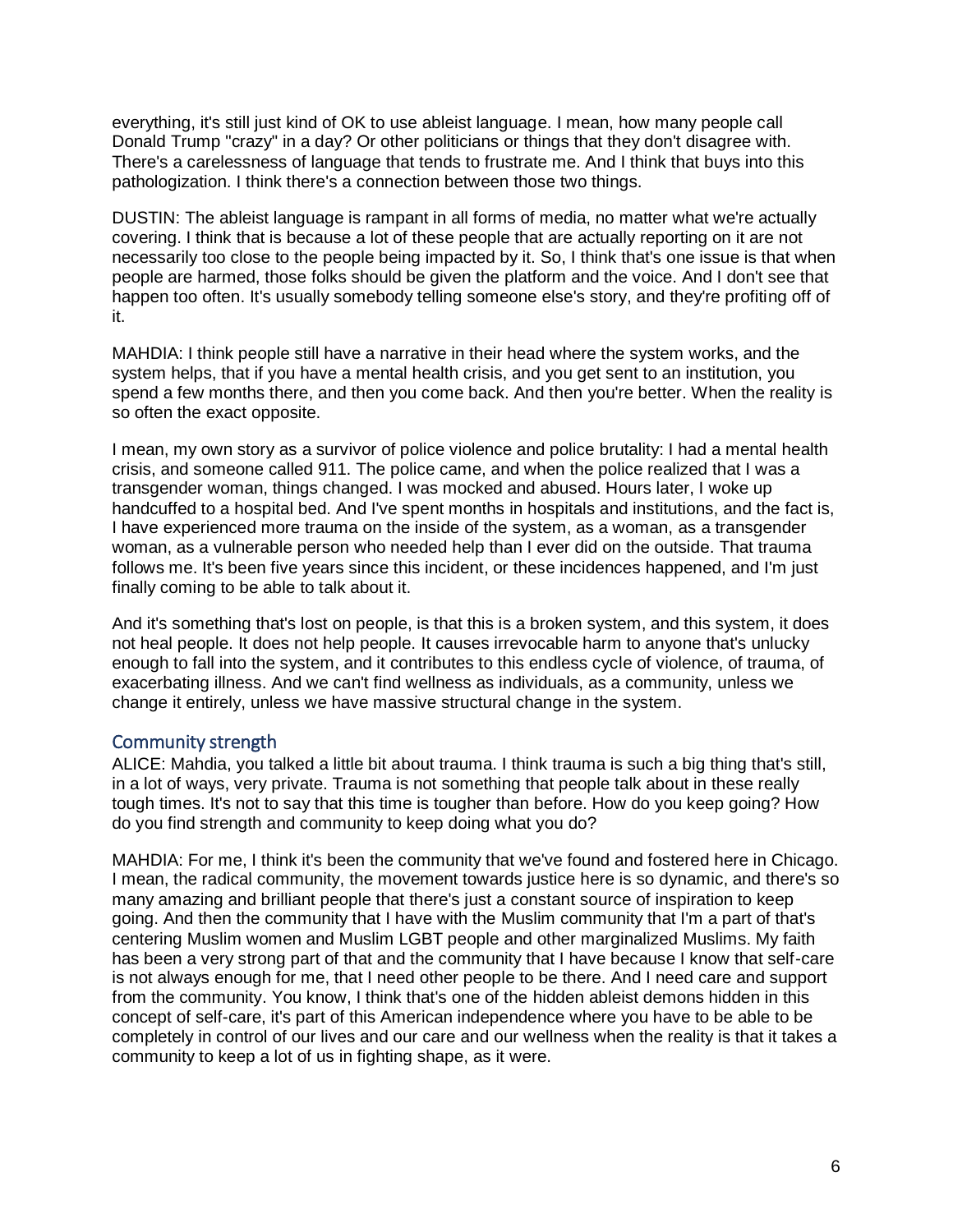everything, it's still just kind of OK to use ableist language. I mean, how many people call Donald Trump "crazy" in a day? Or other politicians or things that they don't disagree with. There's a carelessness of language that tends to frustrate me. And I think that buys into this pathologization. I think there's a connection between those two things.

DUSTIN: The ableist language is rampant in all forms of media, no matter what we're actually covering. I think that is because a lot of these people that are actually reporting on it are not necessarily too close to the people being impacted by it. So, I think that's one issue is that when people are harmed, those folks should be given the platform and the voice. And I don't see that happen too often. It's usually somebody telling someone else's story, and they're profiting off of it.

MAHDIA: I think people still have a narrative in their head where the system works, and the system helps, that if you have a mental health crisis, and you get sent to an institution, you spend a few months there, and then you come back. And then you're better. When the reality is so often the exact opposite.

I mean, my own story as a survivor of police violence and police brutality: I had a mental health crisis, and someone called 911. The police came, and when the police realized that I was a transgender woman, things changed. I was mocked and abused. Hours later, I woke up handcuffed to a hospital bed. And I've spent months in hospitals and institutions, and the fact is, I have experienced more trauma on the inside of the system, as a woman, as a transgender woman, as a vulnerable person who needed help than I ever did on the outside. That trauma follows me. It's been five years since this incident, or these incidences happened, and I'm just finally coming to be able to talk about it.

And it's something that's lost on people, is that this is a broken system, and this system, it does not heal people. It does not help people. It causes irrevocable harm to anyone that's unlucky enough to fall into the system, and it contributes to this endless cycle of violence, of trauma, of exacerbating illness. And we can't find wellness as individuals, as a community, unless we change it entirely, unless we have massive structural change in the system.

## Community strength

ALICE: Mahdia, you talked a little bit about trauma. I think trauma is such a big thing that's still, in a lot of ways, very private. Trauma is not something that people talk about in these really tough times. It's not to say that this time is tougher than before. How do you keep going? How do you find strength and community to keep doing what you do?

MAHDIA: For me, I think it's been the community that we've found and fostered here in Chicago. I mean, the radical community, the movement towards justice here is so dynamic, and there's so many amazing and brilliant people that there's just a constant source of inspiration to keep going. And then the community that I have with the Muslim community that I'm a part of that's centering Muslim women and Muslim LGBT people and other marginalized Muslims. My faith has been a very strong part of that and the community that I have because I know that self-care is not always enough for me, that I need other people to be there. And I need care and support from the community. You know, I think that's one of the hidden ableist demons hidden in this concept of self-care, it's part of this American independence where you have to be able to be completely in control of our lives and our care and our wellness when the reality is that it takes a community to keep a lot of us in fighting shape, as it were.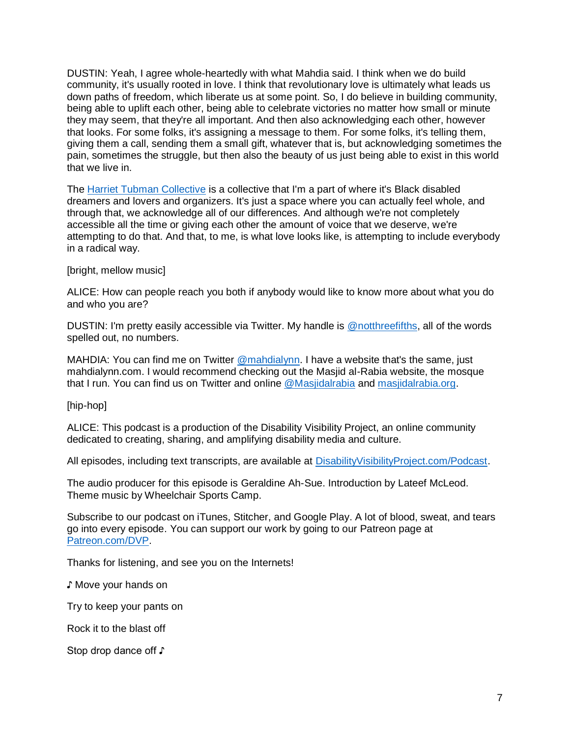DUSTIN: Yeah, I agree whole-heartedly with what Mahdia said. I think when we do build community, it's usually rooted in love. I think that revolutionary love is ultimately what leads us down paths of freedom, which liberate us at some point. So, I do believe in building community, being able to uplift each other, being able to celebrate victories no matter how small or minute they may seem, that they're all important. And then also acknowledging each other, however that looks. For some folks, it's assigning a message to them. For some folks, it's telling them, giving them a call, sending them a small gift, whatever that is, but acknowledging sometimes the pain, sometimes the struggle, but then also the beauty of us just being able to exist in this world that we live in.

The [Harriet Tubman Collective](#) is a collective that I'm a part of where it's Black disabled dreamers and lovers and organizers. It's just a space where you can actually feel whole, and through that, we acknowledge all of our differences. And although we're not completely accessible all the time or giving each other the amount of voice that we deserve, we're attempting to do that. And that, to me, is what love looks like, is attempting to include everybody in a radical way.

[bright, mellow music]

ALICE: How can people reach you both if anybody would like to know more about what you do and who you are?

DUSTIN: I'm pretty easily accessible via Twitter. My handle is @notthreefifths, all of the words spelled out, no numbers.

MAHDIA: You can find me on Twitter @mahdialynn. I have a website that's the same, just mahdialynn.com. I would recommend checking out the Masjid al-Rabia website, the mosque that I run. You can find us on Twitter and online @Masjidalrabia and masjidalrabia.org.

[hip-hop]

ALICE: This podcast is a production of the Disability Visibility Project, an online community dedicated to creating, sharing, and amplifying disability media and culture.

All episodes, including text transcripts, are available at DisabilityVisibilityProject.com/Podcast.

The audio producer for this episode is Geraldine Ah-Sue. Introduction by Lateef McLeod. Theme music by Wheelchair Sports Camp.

Subscribe to our podcast on iTunes, Stitcher, and Google Play. A lot of blood, sweat, and tears go into every episode. You can support our work by going to our Patreon page at Patreon.com/DVP.

Thanks for listening, and see you on the Internets!

♪ Move your hands on

Try to keep your pants on

Rock it to the blast off

Stop drop dance off ♪